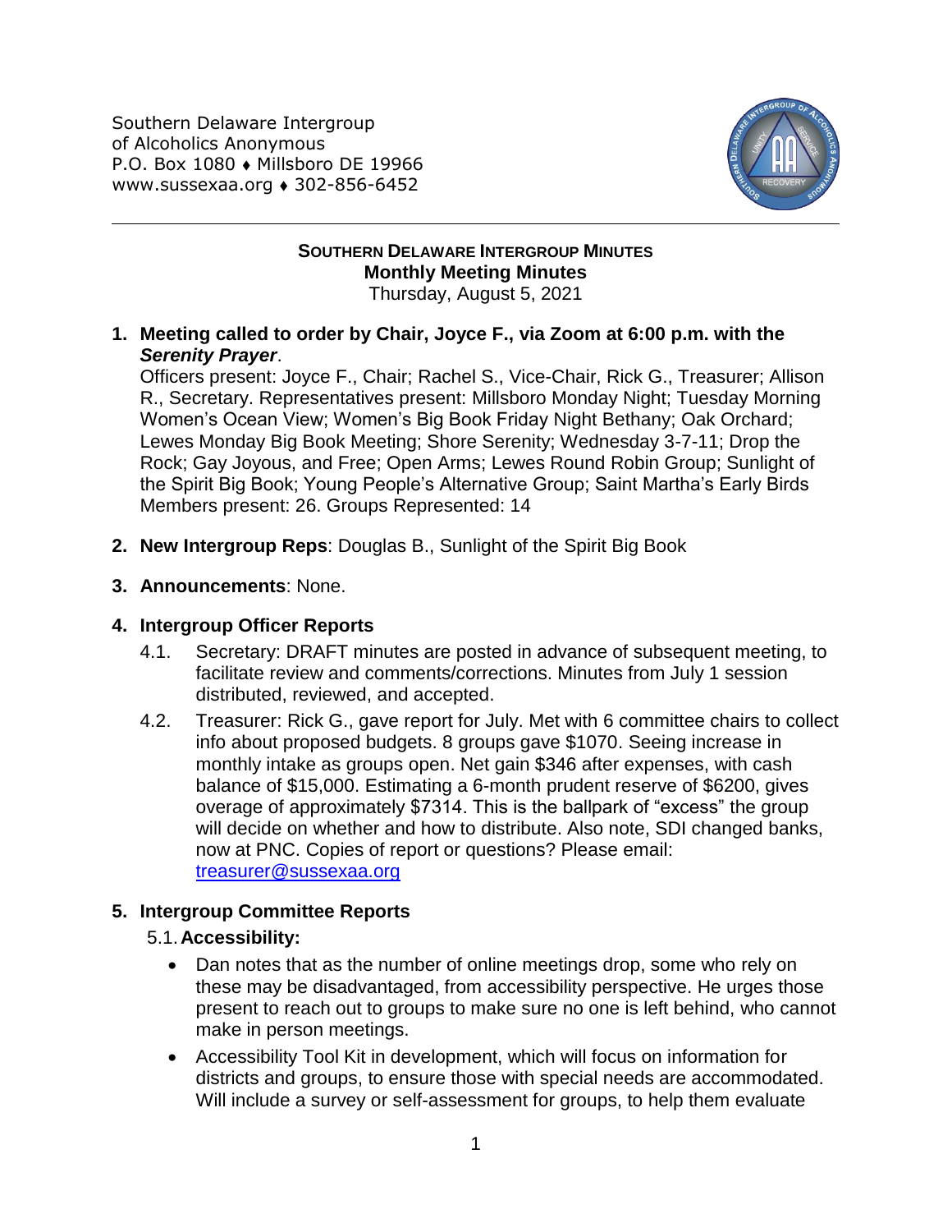Southern Delaware Intergroup
of Alcoholics Anonymous
P.O. Box 1080 ♦ Millsboro DE 19966
www.sussexaa.org ♦ 302-856-6452

---

**SOUTHERN DELAWARE INTERGROUP MINUTES**
**Monthly Meeting Minutes**
Thursday, August 5, 2021

1. **Meeting called to order by Chair, Joyce F., via Zoom at 6:00 p.m. with the *Serenity Prayer*.**
   Officers present: Joyce F., Chair; Rachel S., Vice-Chair, Rick G., Treasurer; Allison R., Secretary. Representatives present: Millsboro Monday Night; Tuesday Morning Women's Ocean View; Women's Big Book Friday Night Bethany; Oak Orchard; Lewes Monday Big Book Meeting; Shore Serenity; Wednesday 3-7-11; Drop the Rock; Gay Joyous, and Free; Open Arms; Lewes Round Robin Group; Sunlight of the Spirit Big Book; Young People's Alternative Group; Saint Martha's Early Birds Members present: 26. Groups Represented: 14

2. **New Intergroup Reps**: Douglas B., Sunlight of the Spirit Big Book

3. **Announcements**: None.

4. **Intergroup Officer Reports**
   - 4.1. Secretary: DRAFT minutes are posted in advance of subsequent meeting, to facilitate review and comments/corrections. Minutes from July 1 session distributed, reviewed, and accepted.
   - 4.2. Treasurer: Rick G., gave report for July. Met with 6 committee chairs to collect info about proposed budgets. 8 groups gave $1070. Seeing increase in monthly intake as groups open. Net gain $346 after expenses, with cash balance of $15,000. Estimating a 6-month prudent reserve of $6200, gives overage of approximately $7314. This is the ballpark of "excess" the group will decide on whether and how to distribute. Also note, SDI changed banks, now at PNC. Copies of report or questions? Please email: treasurer@sussexaa.org

5. **Intergroup Committee Reports**
   - 5.1. **Accessibility:**
     - Dan notes that as the number of online meetings drop, some who rely on these may be disadvantaged, from accessibility perspective. He urges those present to reach out to groups to make sure no one is left behind, who cannot make in person meetings.
     - Accessibility Tool Kit in development, which will focus on information for districts and groups, to ensure those with special needs are accommodated. Will include a survey or self-assessment for groups, to help them evaluate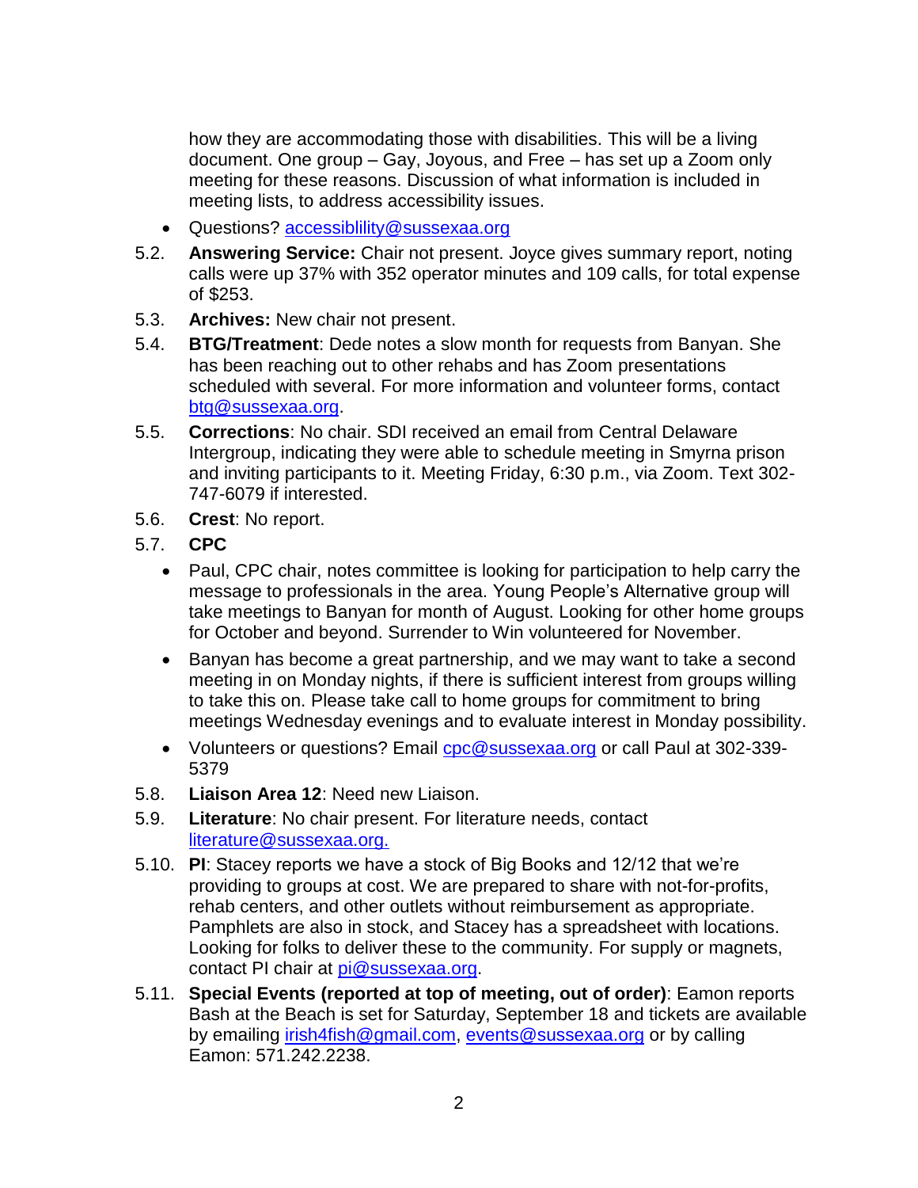how they are accommodating those with disabilities. This will be a living document. One group – Gay, Joyous, and Free – has set up a Zoom only meeting for these reasons. Discussion of what information is included in meeting lists, to address accessibility issues.

- Questions? accessiblility@sussexaa.org

5.2. **Answering Service:** Chair not present. Joyce gives summary report, noting calls were up 37% with 352 operator minutes and 109 calls, for total expense of $253.

5.3. **Archives:** New chair not present.

5.4. **BTG/Treatment**: Dede notes a slow month for requests from Banyan. She has been reaching out to other rehabs and has Zoom presentations scheduled with several. For more information and volunteer forms, contact btg@sussexaa.org.

5.5. **Corrections**: No chair. SDI received an email from Central Delaware Intergroup, indicating they were able to schedule meeting in Smyrna prison and inviting participants to it. Meeting Friday, 6:30 p.m., via Zoom. Text 302-747-6079 if interested.

5.6. **Crest**: No report.

5.7. **CPC**

- Paul, CPC chair, notes committee is looking for participation to help carry the message to professionals in the area. Young People's Alternative group will take meetings to Banyan for month of August. Looking for other home groups for October and beyond. Surrender to Win volunteered for November.
- Banyan has become a great partnership, and we may want to take a second meeting in on Monday nights, if there is sufficient interest from groups willing to take this on. Please take call to home groups for commitment to bring meetings Wednesday evenings and to evaluate interest in Monday possibility.
- Volunteers or questions? Email cpc@sussexaa.org or call Paul at 302-339-5379

5.8. **Liaison Area 12**: Need new Liaison.

5.9. **Literature**: No chair present. For literature needs, contact literature@sussexaa.org.

5.10. **PI**: Stacey reports we have a stock of Big Books and 12/12 that we're providing to groups at cost. We are prepared to share with not-for-profits, rehab centers, and other outlets without reimbursement as appropriate. Pamphlets are also in stock, and Stacey has a spreadsheet with locations. Looking for folks to deliver these to the community. For supply or magnets, contact PI chair at pi@sussexaa.org.

5.11. **Special Events (reported at top of meeting, out of order)**: Eamon reports Bash at the Beach is set for Saturday, September 18 and tickets are available by emailing irish4fish@gmail.com, events@sussexaa.org or by calling Eamon: 571.242.2238.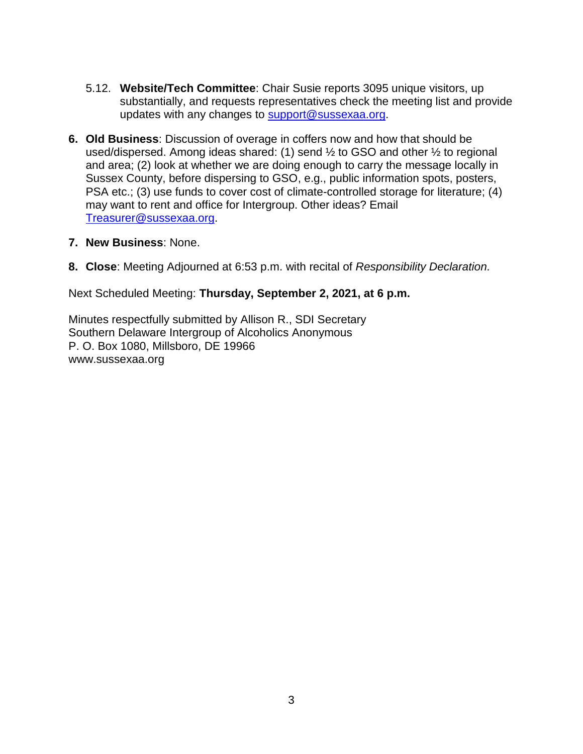5.12. **Website/Tech Committee**: Chair Susie reports 3095 unique visitors, up substantially, and requests representatives check the meeting list and provide updates with any changes to support@sussexaa.org.

6. **Old Business**: Discussion of overage in coffers now and how that should be used/dispersed. Among ideas shared: (1) send ½ to GSO and other ½ to regional and area; (2) look at whether we are doing enough to carry the message locally in Sussex County, before dispersing to GSO, e.g., public information spots, posters, PSA etc.; (3) use funds to cover cost of climate-controlled storage for literature; (4) may want to rent and office for Intergroup. Other ideas? Email Treasurer@sussexaa.org.

7. **New Business**: None.

8. **Close**: Meeting Adjourned at 6:53 p.m. with recital of *Responsibility Declaration.*

Next Scheduled Meeting: **Thursday, September 2, 2021, at 6 p.m.**

Minutes respectfully submitted by Allison R., SDI Secretary
Southern Delaware Intergroup of Alcoholics Anonymous
P. O. Box 1080, Millsboro, DE 19966
www.sussexaa.org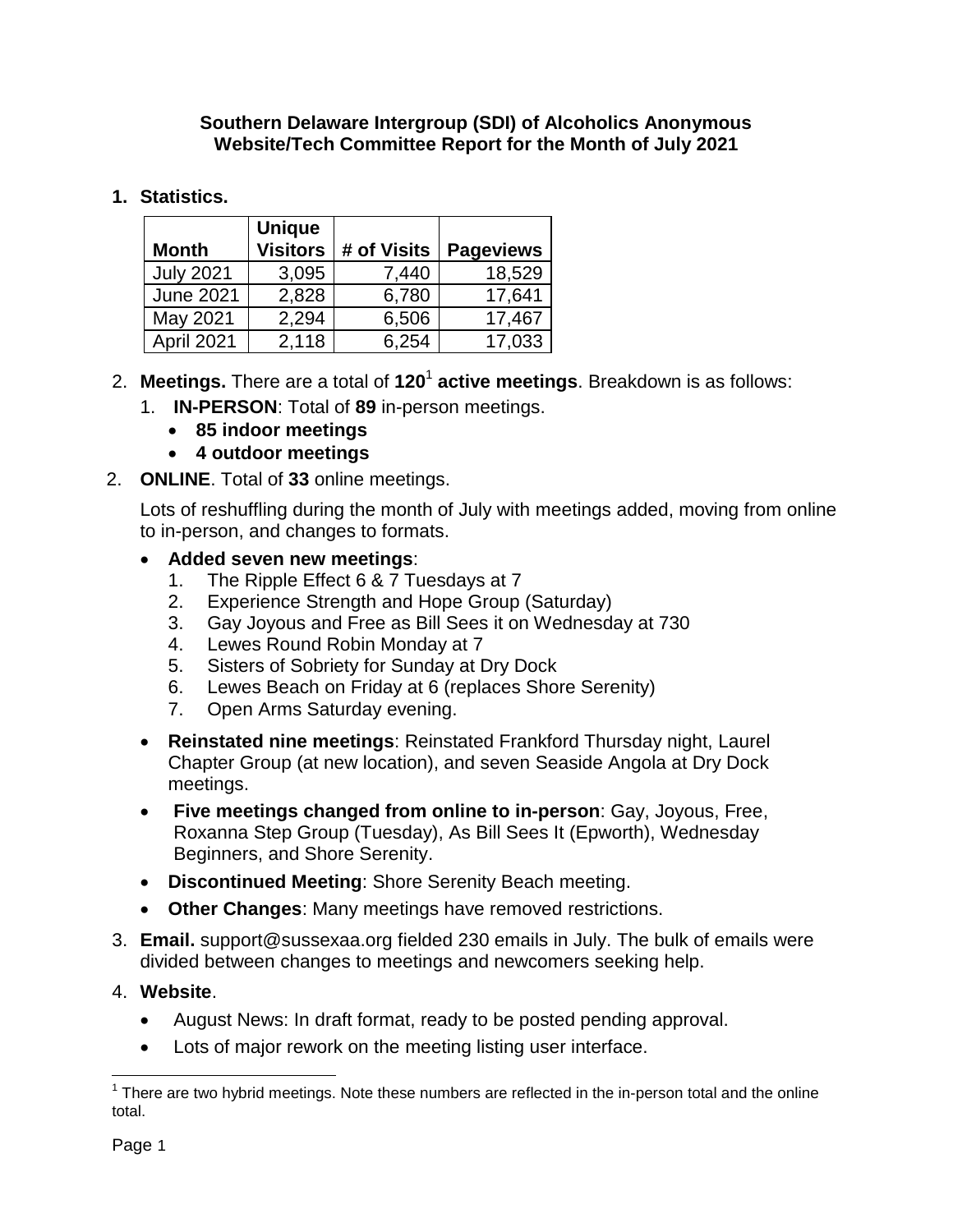**Southern Delaware Intergroup (SDI) of Alcoholics Anonymous**
**Website/Tech Committee Report for the Month of July 2021**

1. **Statistics.**

| Month | Unique Visitors | # of Visits | Pageviews |
|---|---|---|---|
| July 2021 | 3,095 | 7,440 | 18,529 |
| June 2021 | 2,828 | 6,780 | 17,641 |
| May 2021 | 2,294 | 6,506 | 17,467 |
| April 2021 | 2,118 | 6,254 | 17,033 |

2. **Meetings.** There are a total of **120**[1] **active meetings**. Breakdown is as follows:
   1. **IN-PERSON**: Total of **89** in-person meetings.
      - **85 indoor meetings**
      - **4 outdoor meetings**
   2. **ONLINE**. Total of **33** online meetings.

   Lots of reshuffling during the month of July with meetings added, moving from online to in-person, and changes to formats.

   - **Added seven new meetings**:
     1. The Ripple Effect 6 & 7 Tuesdays at 7
     2. Experience Strength and Hope Group (Saturday)
     3. Gay Joyous and Free as Bill Sees it on Wednesday at 730
     4. Lewes Round Robin Monday at 7
     5. Sisters of Sobriety for Sunday at Dry Dock
     6. Lewes Beach on Friday at 6 (replaces Shore Serenity)
     7. Open Arms Saturday evening.
   - **Reinstated nine meetings**: Reinstated Frankford Thursday night, Laurel Chapter Group (at new location), and seven Seaside Angola at Dry Dock meetings.
   - **Five meetings changed from online to in-person**: Gay, Joyous, Free, Roxanna Step Group (Tuesday), As Bill Sees It (Epworth), Wednesday Beginners, and Shore Serenity.
   - **Discontinued Meeting**: Shore Serenity Beach meeting.
   - **Other Changes**: Many meetings have removed restrictions.

3. **Email.** support@sussexaa.org fielded 230 emails in July. The bulk of emails were divided between changes to meetings and newcomers seeking help.

4. **Website**.
   - August News: In draft format, ready to be posted pending approval.
   - Lots of major rework on the meeting listing user interface.

---

[1] There are two hybrid meetings. Note these numbers are reflected in the in-person total and the online total.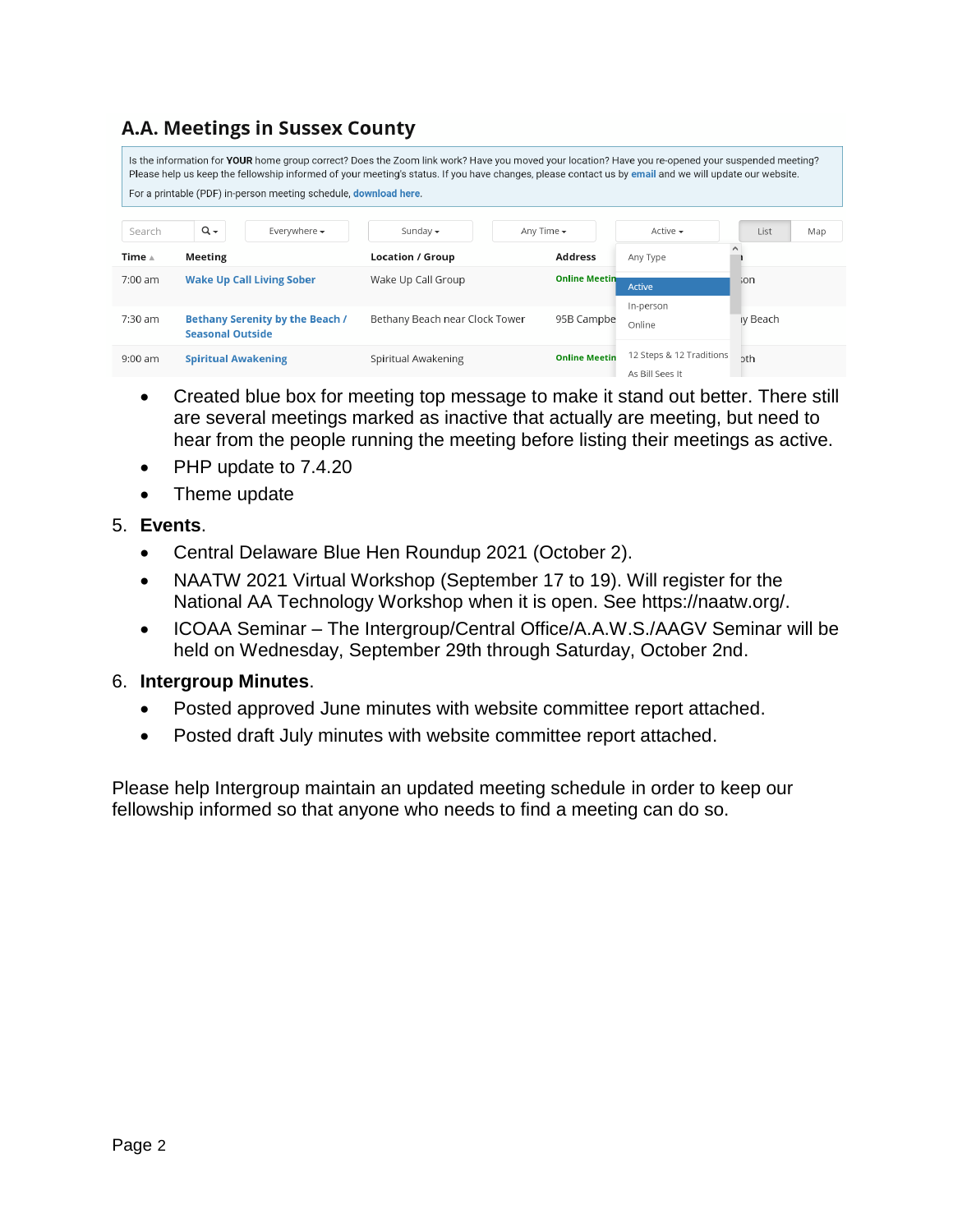## A.A. Meetings in Sussex County

Is the information for **YOUR** home group correct? Does the Zoom link work? Have you moved your location? Have you re-opened your suspended meeting? Please help us keep the fellowship informed of your meeting's status. If you have changes, please contact us by email and we will update our website.

For a printable (PDF) in-person meeting schedule, download here.

Search | Everywhere | Sunday | Any Time | Active | List | Map

Any Type
Active
In-person
Online
12 Steps & 12 Traditions
As Bill Sees It

| Time | Meeting | Location / Group | Address | |
|---|---|---|---|---|
| 7:00 am | Wake Up Call Living Sober | Wake Up Call Group | Online Meetin | on |
| 7:30 am | Bethany Serenity by the Beach / Seasonal Outside | Bethany Beach near Clock Tower | 95B Campbe | y Beach |
| 9:00 am | Spiritual Awakening | Spiritual Awakening | Online Meetin | oth |

- Created blue box for meeting top message to make it stand out better. There still are several meetings marked as inactive that actually are meeting, but need to hear from the people running the meeting before listing their meetings as active.
- PHP update to 7.4.20
- Theme update

5. **Events**.
   - Central Delaware Blue Hen Roundup 2021 (October 2).
   - NAATW 2021 Virtual Workshop (September 17 to 19). Will register for the National AA Technology Workshop when it is open. See https://naatw.org/.
   - ICOAA Seminar – The Intergroup/Central Office/A.A.W.S./AAGV Seminar will be held on Wednesday, September 29th through Saturday, October 2nd.

6. **Intergroup Minutes**.
   - Posted approved June minutes with website committee report attached.
   - Posted draft July minutes with website committee report attached.

Please help Intergroup maintain an updated meeting schedule in order to keep our fellowship informed so that anyone who needs to find a meeting can do so.